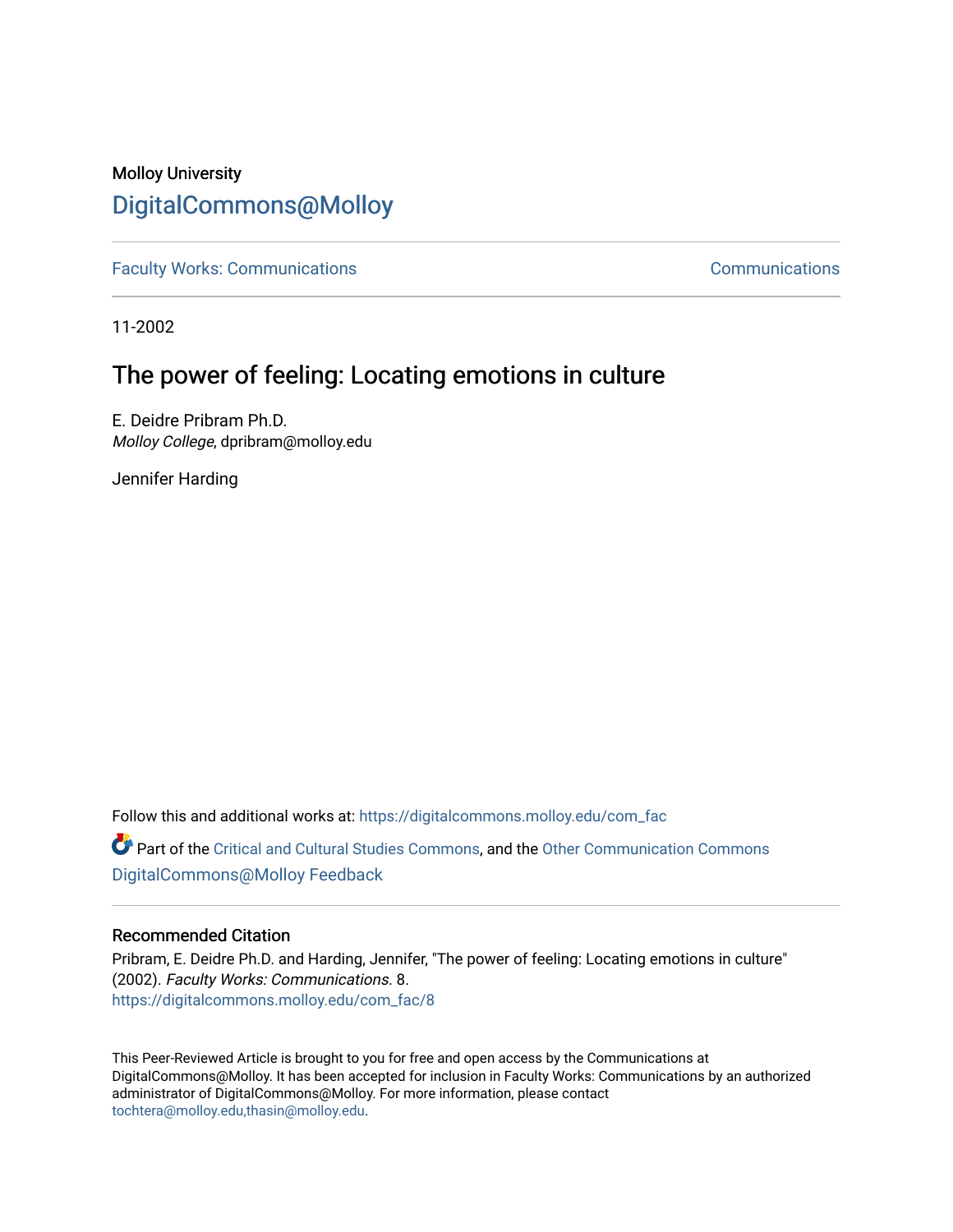Molloy University

# DigitalCommons@Molloy

Faculty Works: Communications | Communications

11-2002

## The power of feeling: Locating emotions in culture

E. Deidre Pribram Ph.D.
*Molloy College*, dpribram@molloy.edu

Jennifer Harding

Follow this and additional works at: https://digitalcommons.molloy.edu/com_fac

Part of the Critical and Cultural Studies Commons, and the Other Communication Commons
DigitalCommons@Molloy Feedback

### Recommended Citation

Pribram, E. Deidre Ph.D. and Harding, Jennifer, "The power of feeling: Locating emotions in culture" (2002). *Faculty Works: Communications*. 8.
https://digitalcommons.molloy.edu/com_fac/8

This Peer-Reviewed Article is brought to you for free and open access by the Communications at DigitalCommons@Molloy. It has been accepted for inclusion in Faculty Works: Communications by an authorized administrator of DigitalCommons@Molloy. For more information, please contact tochtera@molloy.edu,thasin@molloy.edu.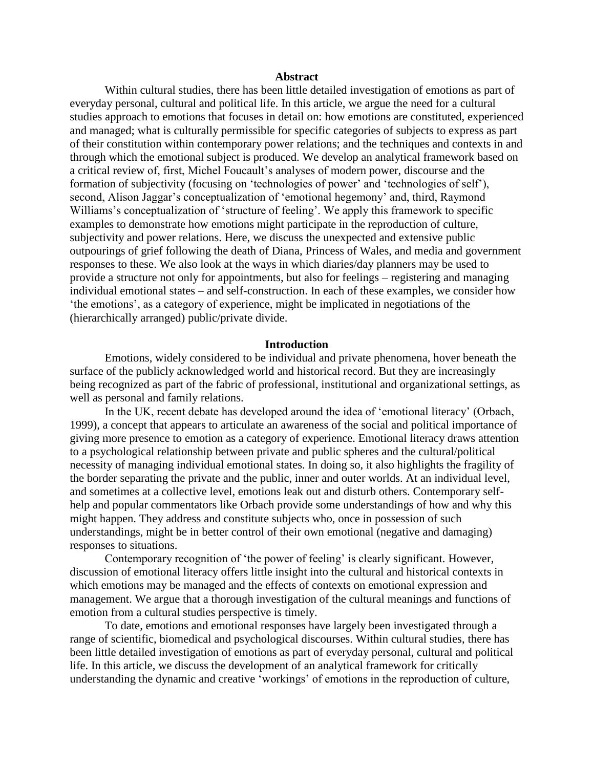## Abstract

Within cultural studies, there has been little detailed investigation of emotions as part of everyday personal, cultural and political life. In this article, we argue the need for a cultural studies approach to emotions that focuses in detail on: how emotions are constituted, experienced and managed; what is culturally permissible for specific categories of subjects to express as part of their constitution within contemporary power relations; and the techniques and contexts in and through which the emotional subject is produced. We develop an analytical framework based on a critical review of, first, Michel Foucault's analyses of modern power, discourse and the formation of subjectivity (focusing on 'technologies of power' and 'technologies of self'), second, Alison Jaggar's conceptualization of 'emotional hegemony' and, third, Raymond Williams's conceptualization of 'structure of feeling'. We apply this framework to specific examples to demonstrate how emotions might participate in the reproduction of culture, subjectivity and power relations. Here, we discuss the unexpected and extensive public outpourings of grief following the death of Diana, Princess of Wales, and media and government responses to these. We also look at the ways in which diaries/day planners may be used to provide a structure not only for appointments, but also for feelings – registering and managing individual emotional states – and self-construction. In each of these examples, we consider how 'the emotions', as a category of experience, might be implicated in negotiations of the (hierarchically arranged) public/private divide.

## Introduction

Emotions, widely considered to be individual and private phenomena, hover beneath the surface of the publicly acknowledged world and historical record. But they are increasingly being recognized as part of the fabric of professional, institutional and organizational settings, as well as personal and family relations.

In the UK, recent debate has developed around the idea of 'emotional literacy' (Orbach, 1999), a concept that appears to articulate an awareness of the social and political importance of giving more presence to emotion as a category of experience. Emotional literacy draws attention to a psychological relationship between private and public spheres and the cultural/political necessity of managing individual emotional states. In doing so, it also highlights the fragility of the border separating the private and the public, inner and outer worlds. At an individual level, and sometimes at a collective level, emotions leak out and disturb others. Contemporary self-help and popular commentators like Orbach provide some understandings of how and why this might happen. They address and constitute subjects who, once in possession of such understandings, might be in better control of their own emotional (negative and damaging) responses to situations.

Contemporary recognition of 'the power of feeling' is clearly significant. However, discussion of emotional literacy offers little insight into the cultural and historical contexts in which emotions may be managed and the effects of contexts on emotional expression and management. We argue that a thorough investigation of the cultural meanings and functions of emotion from a cultural studies perspective is timely.

To date, emotions and emotional responses have largely been investigated through a range of scientific, biomedical and psychological discourses. Within cultural studies, there has been little detailed investigation of emotions as part of everyday personal, cultural and political life. In this article, we discuss the development of an analytical framework for critically understanding the dynamic and creative 'workings' of emotions in the reproduction of culture,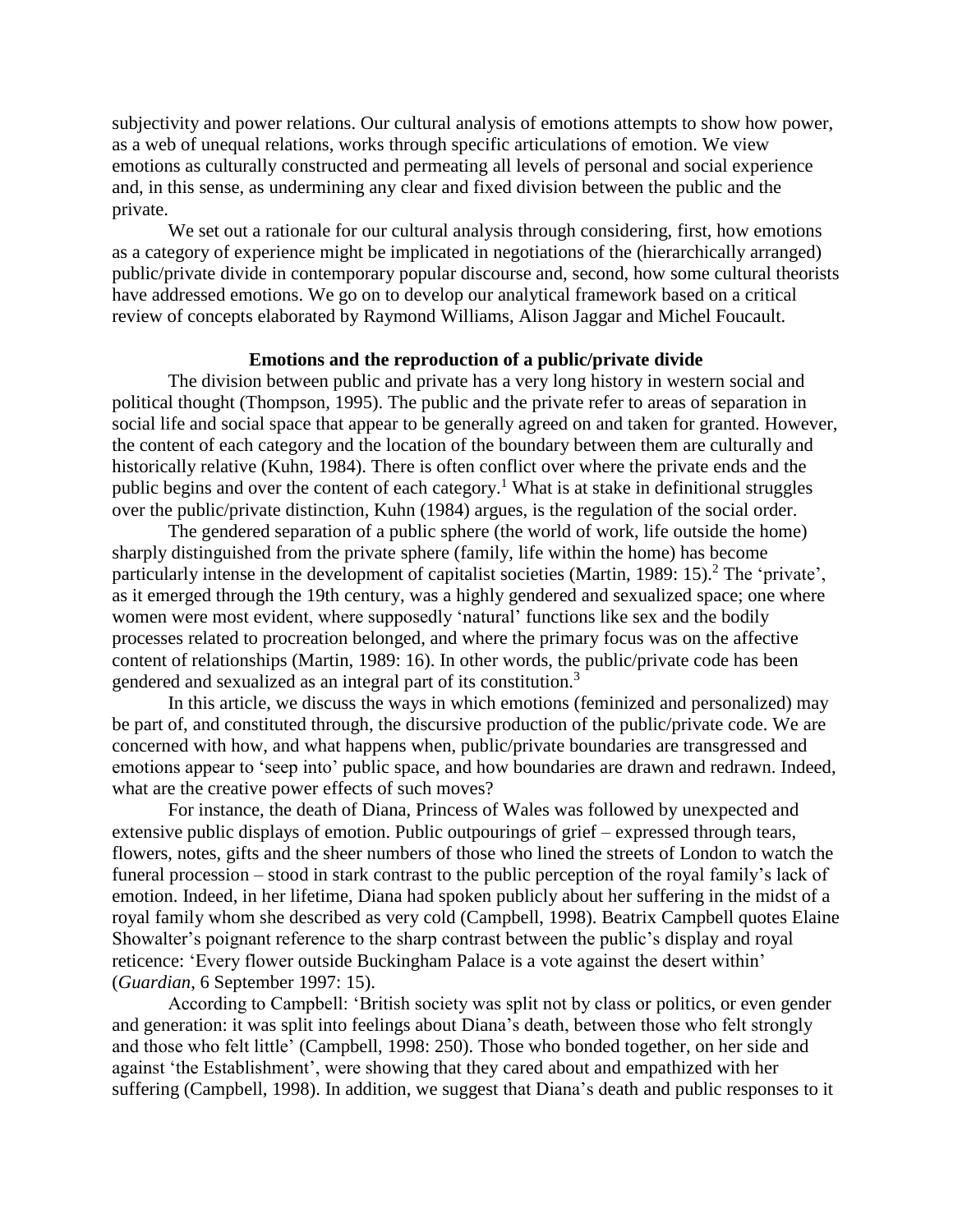subjectivity and power relations. Our cultural analysis of emotions attempts to show how power, as a web of unequal relations, works through specific articulations of emotion. We view emotions as culturally constructed and permeating all levels of personal and social experience and, in this sense, as undermining any clear and fixed division between the public and the private.

We set out a rationale for our cultural analysis through considering, first, how emotions as a category of experience might be implicated in negotiations of the (hierarchically arranged) public/private divide in contemporary popular discourse and, second, how some cultural theorists have addressed emotions. We go on to develop our analytical framework based on a critical review of concepts elaborated by Raymond Williams, Alison Jaggar and Michel Foucault.

## Emotions and the reproduction of a public/private divide

The division between public and private has a very long history in western social and political thought (Thompson, 1995). The public and the private refer to areas of separation in social life and social space that appear to be generally agreed on and taken for granted. However, the content of each category and the location of the boundary between them are culturally and historically relative (Kuhn, 1984). There is often conflict over where the private ends and the public begins and over the content of each category.[1] What is at stake in definitional struggles over the public/private distinction, Kuhn (1984) argues, is the regulation of the social order.

The gendered separation of a public sphere (the world of work, life outside the home) sharply distinguished from the private sphere (family, life within the home) has become particularly intense in the development of capitalist societies (Martin, 1989: 15).[2] The 'private', as it emerged through the 19th century, was a highly gendered and sexualized space; one where women were most evident, where supposedly 'natural' functions like sex and the bodily processes related to procreation belonged, and where the primary focus was on the affective content of relationships (Martin, 1989: 16). In other words, the public/private code has been gendered and sexualized as an integral part of its constitution.[3]

In this article, we discuss the ways in which emotions (feminized and personalized) may be part of, and constituted through, the discursive production of the public/private code. We are concerned with how, and what happens when, public/private boundaries are transgressed and emotions appear to 'seep into' public space, and how boundaries are drawn and redrawn. Indeed, what are the creative power effects of such moves?

For instance, the death of Diana, Princess of Wales was followed by unexpected and extensive public displays of emotion. Public outpourings of grief – expressed through tears, flowers, notes, gifts and the sheer numbers of those who lined the streets of London to watch the funeral procession – stood in stark contrast to the public perception of the royal family's lack of emotion. Indeed, in her lifetime, Diana had spoken publicly about her suffering in the midst of a royal family whom she described as very cold (Campbell, 1998). Beatrix Campbell quotes Elaine Showalter's poignant reference to the sharp contrast between the public's display and royal reticence: 'Every flower outside Buckingham Palace is a vote against the desert within' (*Guardian*, 6 September 1997: 15).

According to Campbell: 'British society was split not by class or politics, or even gender and generation: it was split into feelings about Diana's death, between those who felt strongly and those who felt little' (Campbell, 1998: 250). Those who bonded together, on her side and against 'the Establishment', were showing that they cared about and empathized with her suffering (Campbell, 1998). In addition, we suggest that Diana's death and public responses to it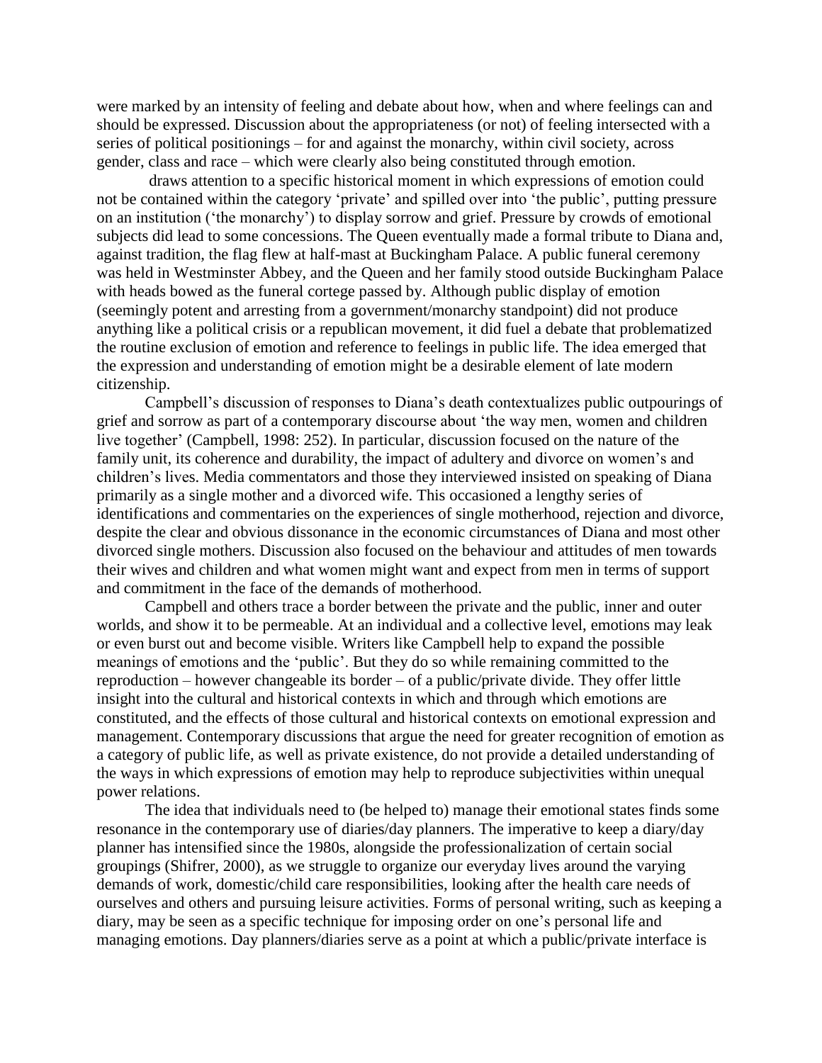were marked by an intensity of feeling and debate about how, when and where feelings can and should be expressed. Discussion about the appropriateness (or not) of feeling intersected with a series of political positionings – for and against the monarchy, within civil society, across gender, class and race – which were clearly also being constituted through emotion.

draws attention to a specific historical moment in which expressions of emotion could not be contained within the category 'private' and spilled over into 'the public', putting pressure on an institution ('the monarchy') to display sorrow and grief. Pressure by crowds of emotional subjects did lead to some concessions. The Queen eventually made a formal tribute to Diana and, against tradition, the flag flew at half-mast at Buckingham Palace. A public funeral ceremony was held in Westminster Abbey, and the Queen and her family stood outside Buckingham Palace with heads bowed as the funeral cortege passed by. Although public display of emotion (seemingly potent and arresting from a government/monarchy standpoint) did not produce anything like a political crisis or a republican movement, it did fuel a debate that problematized the routine exclusion of emotion and reference to feelings in public life. The idea emerged that the expression and understanding of emotion might be a desirable element of late modern citizenship.

Campbell's discussion of responses to Diana's death contextualizes public outpourings of grief and sorrow as part of a contemporary discourse about 'the way men, women and children live together' (Campbell, 1998: 252). In particular, discussion focused on the nature of the family unit, its coherence and durability, the impact of adultery and divorce on women's and children's lives. Media commentators and those they interviewed insisted on speaking of Diana primarily as a single mother and a divorced wife. This occasioned a lengthy series of identifications and commentaries on the experiences of single motherhood, rejection and divorce, despite the clear and obvious dissonance in the economic circumstances of Diana and most other divorced single mothers. Discussion also focused on the behaviour and attitudes of men towards their wives and children and what women might want and expect from men in terms of support and commitment in the face of the demands of motherhood.

Campbell and others trace a border between the private and the public, inner and outer worlds, and show it to be permeable. At an individual and a collective level, emotions may leak or even burst out and become visible. Writers like Campbell help to expand the possible meanings of emotions and the 'public'. But they do so while remaining committed to the reproduction – however changeable its border – of a public/private divide. They offer little insight into the cultural and historical contexts in which and through which emotions are constituted, and the effects of those cultural and historical contexts on emotional expression and management. Contemporary discussions that argue the need for greater recognition of emotion as a category of public life, as well as private existence, do not provide a detailed understanding of the ways in which expressions of emotion may help to reproduce subjectivities within unequal power relations.

The idea that individuals need to (be helped to) manage their emotional states finds some resonance in the contemporary use of diaries/day planners. The imperative to keep a diary/day planner has intensified since the 1980s, alongside the professionalization of certain social groupings (Shifrer, 2000), as we struggle to organize our everyday lives around the varying demands of work, domestic/child care responsibilities, looking after the health care needs of ourselves and others and pursuing leisure activities. Forms of personal writing, such as keeping a diary, may be seen as a specific technique for imposing order on one's personal life and managing emotions. Day planners/diaries serve as a point at which a public/private interface is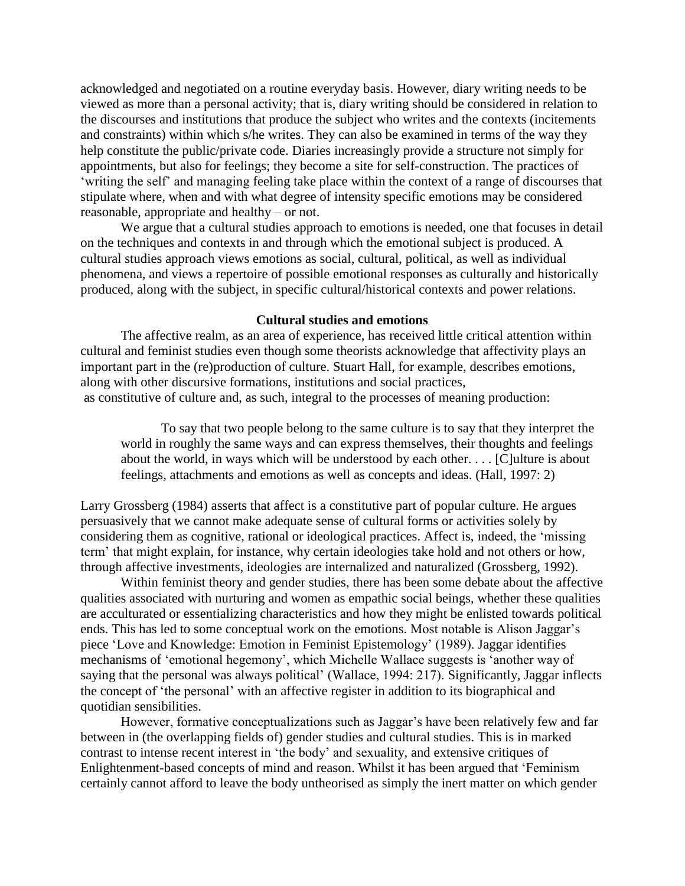acknowledged and negotiated on a routine everyday basis. However, diary writing needs to be viewed as more than a personal activity; that is, diary writing should be considered in relation to the discourses and institutions that produce the subject who writes and the contexts (incitements and constraints) within which s/he writes. They can also be examined in terms of the way they help constitute the public/private code. Diaries increasingly provide a structure not simply for appointments, but also for feelings; they become a site for self-construction. The practices of 'writing the self' and managing feeling take place within the context of a range of discourses that stipulate where, when and with what degree of intensity specific emotions may be considered reasonable, appropriate and healthy – or not.

We argue that a cultural studies approach to emotions is needed, one that focuses in detail on the techniques and contexts in and through which the emotional subject is produced. A cultural studies approach views emotions as social, cultural, political, as well as individual phenomena, and views a repertoire of possible emotional responses as culturally and historically produced, along with the subject, in specific cultural/historical contexts and power relations.

## Cultural studies and emotions

The affective realm, as an area of experience, has received little critical attention within cultural and feminist studies even though some theorists acknowledge that affectivity plays an important part in the (re)production of culture. Stuart Hall, for example, describes emotions, along with other discursive formations, institutions and social practices, as constitutive of culture and, as such, integral to the processes of meaning production:

> To say that two people belong to the same culture is to say that they interpret the world in roughly the same ways and can express themselves, their thoughts and feelings about the world, in ways which will be understood by each other. . . . [C]ulture is about feelings, attachments and emotions as well as concepts and ideas. (Hall, 1997: 2)

Larry Grossberg (1984) asserts that affect is a constitutive part of popular culture. He argues persuasively that we cannot make adequate sense of cultural forms or activities solely by considering them as cognitive, rational or ideological practices. Affect is, indeed, the 'missing term' that might explain, for instance, why certain ideologies take hold and not others or how, through affective investments, ideologies are internalized and naturalized (Grossberg, 1992).

Within feminist theory and gender studies, there has been some debate about the affective qualities associated with nurturing and women as empathic social beings, whether these qualities are acculturated or essentializing characteristics and how they might be enlisted towards political ends. This has led to some conceptual work on the emotions. Most notable is Alison Jaggar's piece 'Love and Knowledge: Emotion in Feminist Epistemology' (1989). Jaggar identifies mechanisms of 'emotional hegemony', which Michelle Wallace suggests is 'another way of saying that the personal was always political' (Wallace, 1994: 217). Significantly, Jaggar inflects the concept of 'the personal' with an affective register in addition to its biographical and quotidian sensibilities.

However, formative conceptualizations such as Jaggar's have been relatively few and far between in (the overlapping fields of) gender studies and cultural studies. This is in marked contrast to intense recent interest in 'the body' and sexuality, and extensive critiques of Enlightenment-based concepts of mind and reason. Whilst it has been argued that 'Feminism certainly cannot afford to leave the body untheorised as simply the inert matter on which gender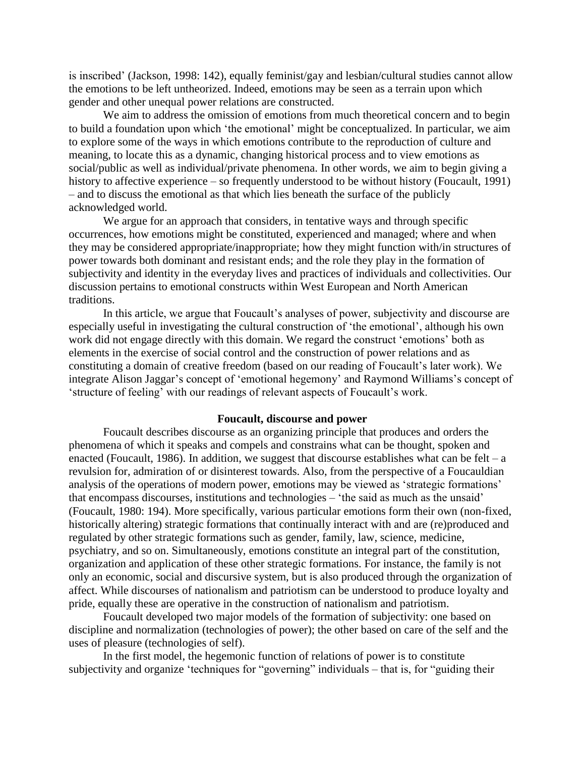is inscribed' (Jackson, 1998: 142), equally feminist/gay and lesbian/cultural studies cannot allow the emotions to be left untheorized. Indeed, emotions may be seen as a terrain upon which gender and other unequal power relations are constructed.

We aim to address the omission of emotions from much theoretical concern and to begin to build a foundation upon which 'the emotional' might be conceptualized. In particular, we aim to explore some of the ways in which emotions contribute to the reproduction of culture and meaning, to locate this as a dynamic, changing historical process and to view emotions as social/public as well as individual/private phenomena. In other words, we aim to begin giving a history to affective experience – so frequently understood to be without history (Foucault, 1991) – and to discuss the emotional as that which lies beneath the surface of the publicly acknowledged world.

We argue for an approach that considers, in tentative ways and through specific occurrences, how emotions might be constituted, experienced and managed; where and when they may be considered appropriate/inappropriate; how they might function with/in structures of power towards both dominant and resistant ends; and the role they play in the formation of subjectivity and identity in the everyday lives and practices of individuals and collectivities. Our discussion pertains to emotional constructs within West European and North American traditions.

In this article, we argue that Foucault's analyses of power, subjectivity and discourse are especially useful in investigating the cultural construction of 'the emotional', although his own work did not engage directly with this domain. We regard the construct 'emotions' both as elements in the exercise of social control and the construction of power relations and as constituting a domain of creative freedom (based on our reading of Foucault's later work). We integrate Alison Jaggar's concept of 'emotional hegemony' and Raymond Williams's concept of 'structure of feeling' with our readings of relevant aspects of Foucault's work.

## Foucault, discourse and power

Foucault describes discourse as an organizing principle that produces and orders the phenomena of which it speaks and compels and constrains what can be thought, spoken and enacted (Foucault, 1986). In addition, we suggest that discourse establishes what can be felt – a revulsion for, admiration of or disinterest towards. Also, from the perspective of a Foucauldian analysis of the operations of modern power, emotions may be viewed as 'strategic formations' that encompass discourses, institutions and technologies – 'the said as much as the unsaid' (Foucault, 1980: 194). More specifically, various particular emotions form their own (non-fixed, historically altering) strategic formations that continually interact with and are (re)produced and regulated by other strategic formations such as gender, family, law, science, medicine, psychiatry, and so on. Simultaneously, emotions constitute an integral part of the constitution, organization and application of these other strategic formations. For instance, the family is not only an economic, social and discursive system, but is also produced through the organization of affect. While discourses of nationalism and patriotism can be understood to produce loyalty and pride, equally these are operative in the construction of nationalism and patriotism.

Foucault developed two major models of the formation of subjectivity: one based on discipline and normalization (technologies of power); the other based on care of the self and the uses of pleasure (technologies of self).

In the first model, the hegemonic function of relations of power is to constitute subjectivity and organize 'techniques for "governing" individuals – that is, for "guiding their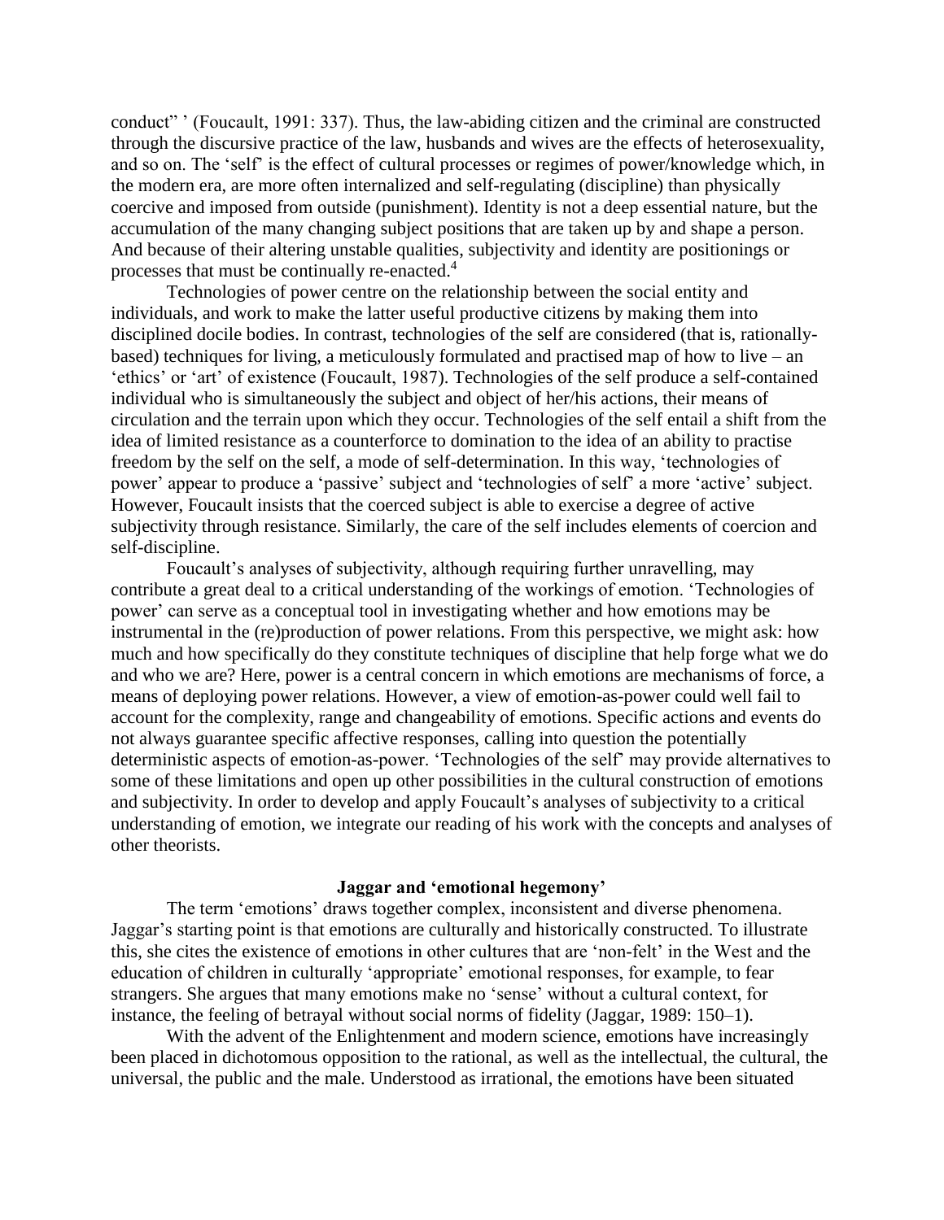conduct" ' (Foucault, 1991: 337). Thus, the law-abiding citizen and the criminal are constructed through the discursive practice of the law, husbands and wives are the effects of heterosexuality, and so on. The 'self' is the effect of cultural processes or regimes of power/knowledge which, in the modern era, are more often internalized and self-regulating (discipline) than physically coercive and imposed from outside (punishment). Identity is not a deep essential nature, but the accumulation of the many changing subject positions that are taken up by and shape a person. And because of their altering unstable qualities, subjectivity and identity are positionings or processes that must be continually re-enacted.[4]

Technologies of power centre on the relationship between the social entity and individuals, and work to make the latter useful productive citizens by making them into disciplined docile bodies. In contrast, technologies of the self are considered (that is, rationally-based) techniques for living, a meticulously formulated and practised map of how to live – an 'ethics' or 'art' of existence (Foucault, 1987). Technologies of the self produce a self-contained individual who is simultaneously the subject and object of her/his actions, their means of circulation and the terrain upon which they occur. Technologies of the self entail a shift from the idea of limited resistance as a counterforce to domination to the idea of an ability to practise freedom by the self on the self, a mode of self-determination. In this way, 'technologies of power' appear to produce a 'passive' subject and 'technologies of self' a more 'active' subject. However, Foucault insists that the coerced subject is able to exercise a degree of active subjectivity through resistance. Similarly, the care of the self includes elements of coercion and self-discipline.

Foucault's analyses of subjectivity, although requiring further unravelling, may contribute a great deal to a critical understanding of the workings of emotion. 'Technologies of power' can serve as a conceptual tool in investigating whether and how emotions may be instrumental in the (re)production of power relations. From this perspective, we might ask: how much and how specifically do they constitute techniques of discipline that help forge what we do and who we are? Here, power is a central concern in which emotions are mechanisms of force, a means of deploying power relations. However, a view of emotion-as-power could well fail to account for the complexity, range and changeability of emotions. Specific actions and events do not always guarantee specific affective responses, calling into question the potentially deterministic aspects of emotion-as-power. 'Technologies of the self' may provide alternatives to some of these limitations and open up other possibilities in the cultural construction of emotions and subjectivity. In order to develop and apply Foucault's analyses of subjectivity to a critical understanding of emotion, we integrate our reading of his work with the concepts and analyses of other theorists.

## Jaggar and 'emotional hegemony'

The term 'emotions' draws together complex, inconsistent and diverse phenomena. Jaggar's starting point is that emotions are culturally and historically constructed. To illustrate this, she cites the existence of emotions in other cultures that are 'non-felt' in the West and the education of children in culturally 'appropriate' emotional responses, for example, to fear strangers. She argues that many emotions make no 'sense' without a cultural context, for instance, the feeling of betrayal without social norms of fidelity (Jaggar, 1989: 150–1).

With the advent of the Enlightenment and modern science, emotions have increasingly been placed in dichotomous opposition to the rational, as well as the intellectual, the cultural, the universal, the public and the male. Understood as irrational, the emotions have been situated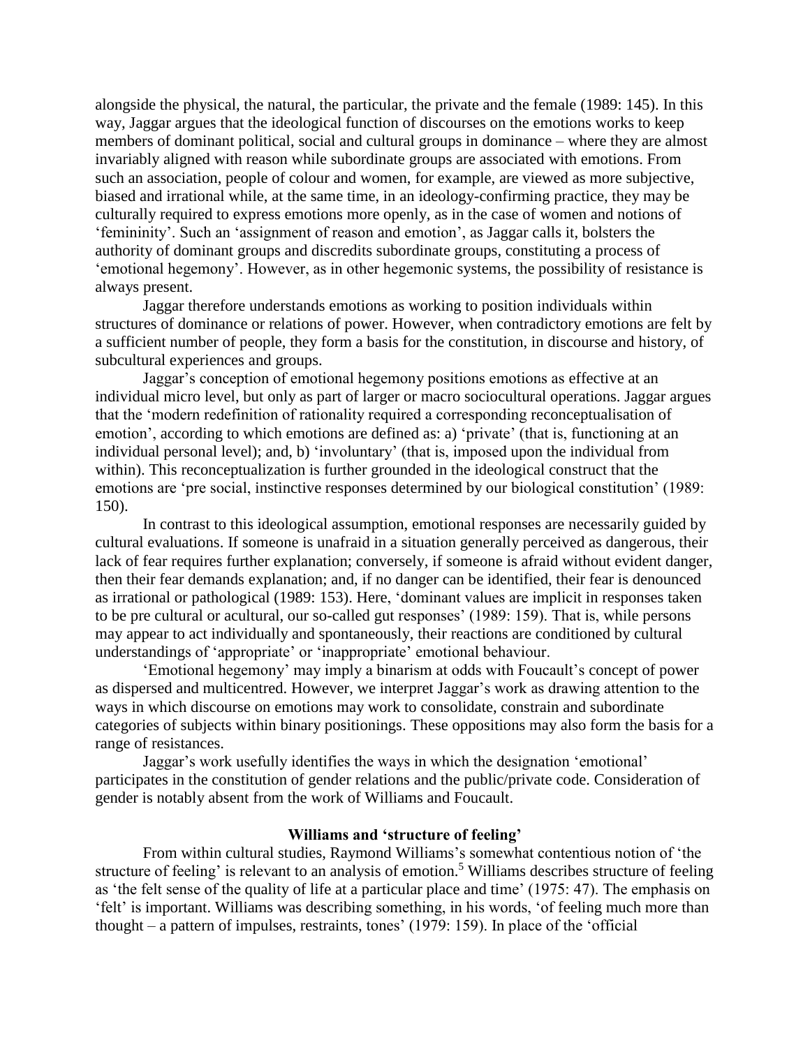alongside the physical, the natural, the particular, the private and the female (1989: 145). In this way, Jaggar argues that the ideological function of discourses on the emotions works to keep members of dominant political, social and cultural groups in dominance – where they are almost invariably aligned with reason while subordinate groups are associated with emotions. From such an association, people of colour and women, for example, are viewed as more subjective, biased and irrational while, at the same time, in an ideology-confirming practice, they may be culturally required to express emotions more openly, as in the case of women and notions of 'femininity'. Such an 'assignment of reason and emotion', as Jaggar calls it, bolsters the authority of dominant groups and discredits subordinate groups, constituting a process of 'emotional hegemony'. However, as in other hegemonic systems, the possibility of resistance is always present.

Jaggar therefore understands emotions as working to position individuals within structures of dominance or relations of power. However, when contradictory emotions are felt by a sufficient number of people, they form a basis for the constitution, in discourse and history, of subcultural experiences and groups.

Jaggar's conception of emotional hegemony positions emotions as effective at an individual micro level, but only as part of larger or macro sociocultural operations. Jaggar argues that the 'modern redefinition of rationality required a corresponding reconceptualisation of emotion', according to which emotions are defined as: a) 'private' (that is, functioning at an individual personal level); and, b) 'involuntary' (that is, imposed upon the individual from within). This reconceptualization is further grounded in the ideological construct that the emotions are 'pre social, instinctive responses determined by our biological constitution' (1989: 150).

In contrast to this ideological assumption, emotional responses are necessarily guided by cultural evaluations. If someone is unafraid in a situation generally perceived as dangerous, their lack of fear requires further explanation; conversely, if someone is afraid without evident danger, then their fear demands explanation; and, if no danger can be identified, their fear is denounced as irrational or pathological (1989: 153). Here, 'dominant values are implicit in responses taken to be pre cultural or acultural, our so-called gut responses' (1989: 159). That is, while persons may appear to act individually and spontaneously, their reactions are conditioned by cultural understandings of 'appropriate' or 'inappropriate' emotional behaviour.

'Emotional hegemony' may imply a binarism at odds with Foucault's concept of power as dispersed and multicentred. However, we interpret Jaggar's work as drawing attention to the ways in which discourse on emotions may work to consolidate, constrain and subordinate categories of subjects within binary positionings. These oppositions may also form the basis for a range of resistances.

Jaggar's work usefully identifies the ways in which the designation 'emotional' participates in the constitution of gender relations and the public/private code. Consideration of gender is notably absent from the work of Williams and Foucault.

### Williams and 'structure of feeling'

From within cultural studies, Raymond Williams's somewhat contentious notion of 'the structure of feeling' is relevant to an analysis of emotion.[5] Williams describes structure of feeling as 'the felt sense of the quality of life at a particular place and time' (1975: 47). The emphasis on 'felt' is important. Williams was describing something, in his words, 'of feeling much more than thought – a pattern of impulses, restraints, tones' (1979: 159). In place of the 'official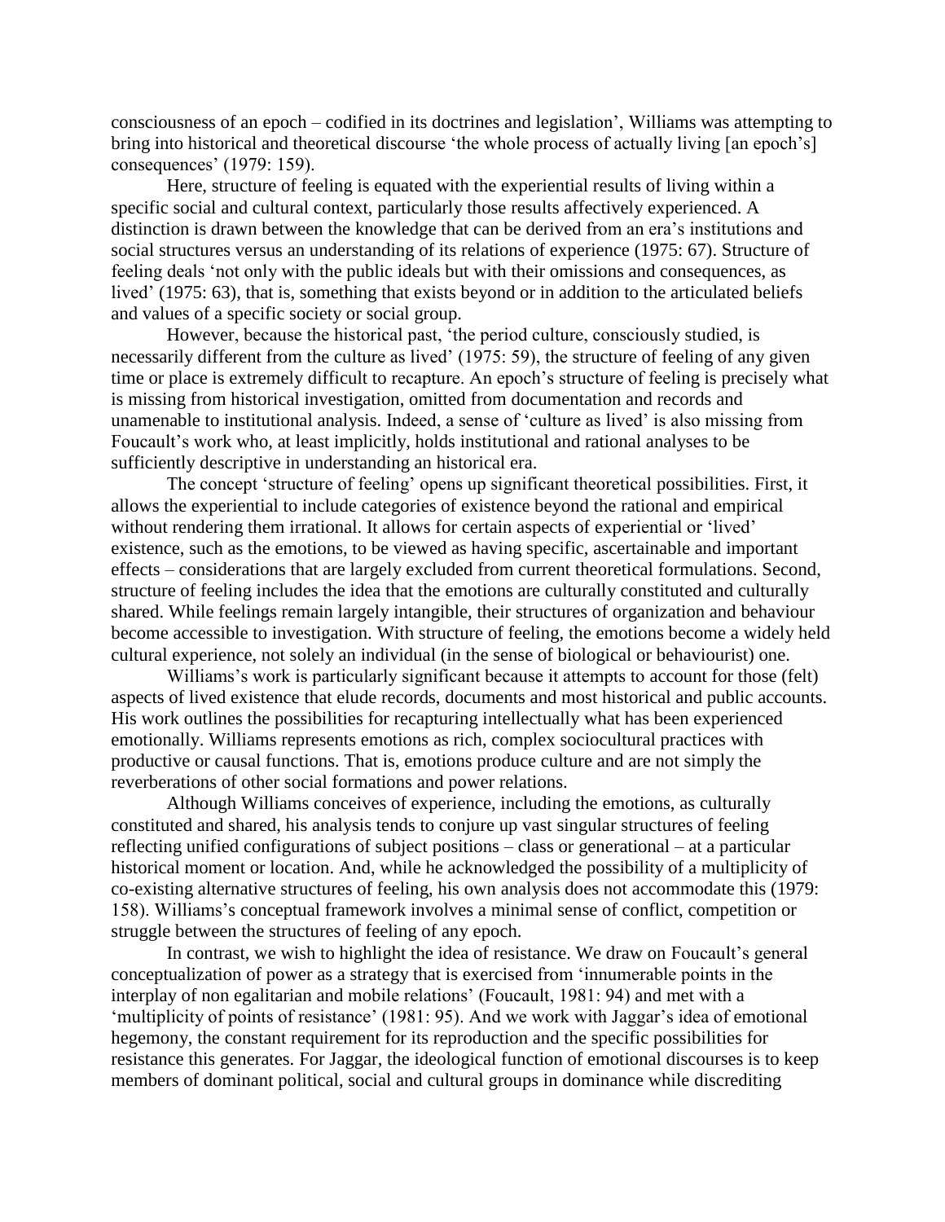consciousness of an epoch – codified in its doctrines and legislation', Williams was attempting to bring into historical and theoretical discourse 'the whole process of actually living [an epoch's] consequences' (1979: 159).

Here, structure of feeling is equated with the experiential results of living within a specific social and cultural context, particularly those results affectively experienced. A distinction is drawn between the knowledge that can be derived from an era's institutions and social structures versus an understanding of its relations of experience (1975: 67). Structure of feeling deals 'not only with the public ideals but with their omissions and consequences, as lived' (1975: 63), that is, something that exists beyond or in addition to the articulated beliefs and values of a specific society or social group.

However, because the historical past, 'the period culture, consciously studied, is necessarily different from the culture as lived' (1975: 59), the structure of feeling of any given time or place is extremely difficult to recapture. An epoch's structure of feeling is precisely what is missing from historical investigation, omitted from documentation and records and unamenable to institutional analysis. Indeed, a sense of 'culture as lived' is also missing from Foucault's work who, at least implicitly, holds institutional and rational analyses to be sufficiently descriptive in understanding an historical era.

The concept 'structure of feeling' opens up significant theoretical possibilities. First, it allows the experiential to include categories of existence beyond the rational and empirical without rendering them irrational. It allows for certain aspects of experiential or 'lived' existence, such as the emotions, to be viewed as having specific, ascertainable and important effects – considerations that are largely excluded from current theoretical formulations. Second, structure of feeling includes the idea that the emotions are culturally constituted and culturally shared. While feelings remain largely intangible, their structures of organization and behaviour become accessible to investigation. With structure of feeling, the emotions become a widely held cultural experience, not solely an individual (in the sense of biological or behaviourist) one.

Williams's work is particularly significant because it attempts to account for those (felt) aspects of lived existence that elude records, documents and most historical and public accounts. His work outlines the possibilities for recapturing intellectually what has been experienced emotionally. Williams represents emotions as rich, complex sociocultural practices with productive or causal functions. That is, emotions produce culture and are not simply the reverberations of other social formations and power relations.

Although Williams conceives of experience, including the emotions, as culturally constituted and shared, his analysis tends to conjure up vast singular structures of feeling reflecting unified configurations of subject positions – class or generational – at a particular historical moment or location. And, while he acknowledged the possibility of a multiplicity of co-existing alternative structures of feeling, his own analysis does not accommodate this (1979: 158). Williams's conceptual framework involves a minimal sense of conflict, competition or struggle between the structures of feeling of any epoch.

In contrast, we wish to highlight the idea of resistance. We draw on Foucault's general conceptualization of power as a strategy that is exercised from 'innumerable points in the interplay of non egalitarian and mobile relations' (Foucault, 1981: 94) and met with a 'multiplicity of points of resistance' (1981: 95). And we work with Jaggar's idea of emotional hegemony, the constant requirement for its reproduction and the specific possibilities for resistance this generates. For Jaggar, the ideological function of emotional discourses is to keep members of dominant political, social and cultural groups in dominance while discrediting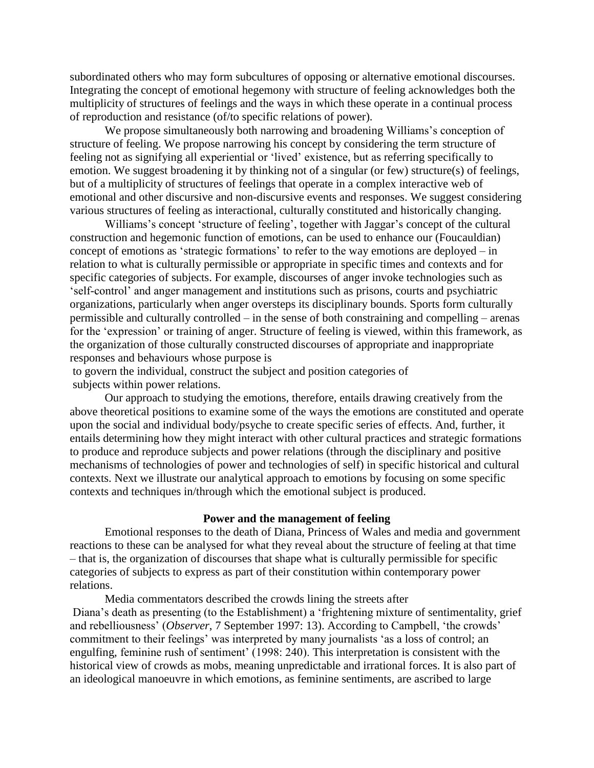subordinated others who may form subcultures of opposing or alternative emotional discourses. Integrating the concept of emotional hegemony with structure of feeling acknowledges both the multiplicity of structures of feelings and the ways in which these operate in a continual process of reproduction and resistance (of/to specific relations of power).

We propose simultaneously both narrowing and broadening Williams's conception of structure of feeling. We propose narrowing his concept by considering the term structure of feeling not as signifying all experiential or 'lived' existence, but as referring specifically to emotion. We suggest broadening it by thinking not of a singular (or few) structure(s) of feelings, but of a multiplicity of structures of feelings that operate in a complex interactive web of emotional and other discursive and non-discursive events and responses. We suggest considering various structures of feeling as interactional, culturally constituted and historically changing.

Williams's concept 'structure of feeling', together with Jaggar's concept of the cultural construction and hegemonic function of emotions, can be used to enhance our (Foucauldian) concept of emotions as 'strategic formations' to refer to the way emotions are deployed – in relation to what is culturally permissible or appropriate in specific times and contexts and for specific categories of subjects. For example, discourses of anger invoke technologies such as 'self-control' and anger management and institutions such as prisons, courts and psychiatric organizations, particularly when anger oversteps its disciplinary bounds. Sports form culturally permissible and culturally controlled – in the sense of both constraining and compelling – arenas for the 'expression' or training of anger. Structure of feeling is viewed, within this framework, as the organization of those culturally constructed discourses of appropriate and inappropriate responses and behaviours whose purpose is

to govern the individual, construct the subject and position categories of subjects within power relations.

Our approach to studying the emotions, therefore, entails drawing creatively from the above theoretical positions to examine some of the ways the emotions are constituted and operate upon the social and individual body/psyche to create specific series of effects. And, further, it entails determining how they might interact with other cultural practices and strategic formations to produce and reproduce subjects and power relations (through the disciplinary and positive mechanisms of technologies of power and technologies of self) in specific historical and cultural contexts. Next we illustrate our analytical approach to emotions by focusing on some specific contexts and techniques in/through which the emotional subject is produced.

## Power and the management of feeling

Emotional responses to the death of Diana, Princess of Wales and media and government reactions to these can be analysed for what they reveal about the structure of feeling at that time – that is, the organization of discourses that shape what is culturally permissible for specific categories of subjects to express as part of their constitution within contemporary power relations.

Media commentators described the crowds lining the streets after Diana's death as presenting (to the Establishment) a 'frightening mixture of sentimentality, grief and rebelliousness' (*Observer*, 7 September 1997: 13). According to Campbell, 'the crowds' commitment to their feelings' was interpreted by many journalists 'as a loss of control; an engulfing, feminine rush of sentiment' (1998: 240). This interpretation is consistent with the historical view of crowds as mobs, meaning unpredictable and irrational forces. It is also part of an ideological manoeuvre in which emotions, as feminine sentiments, are ascribed to large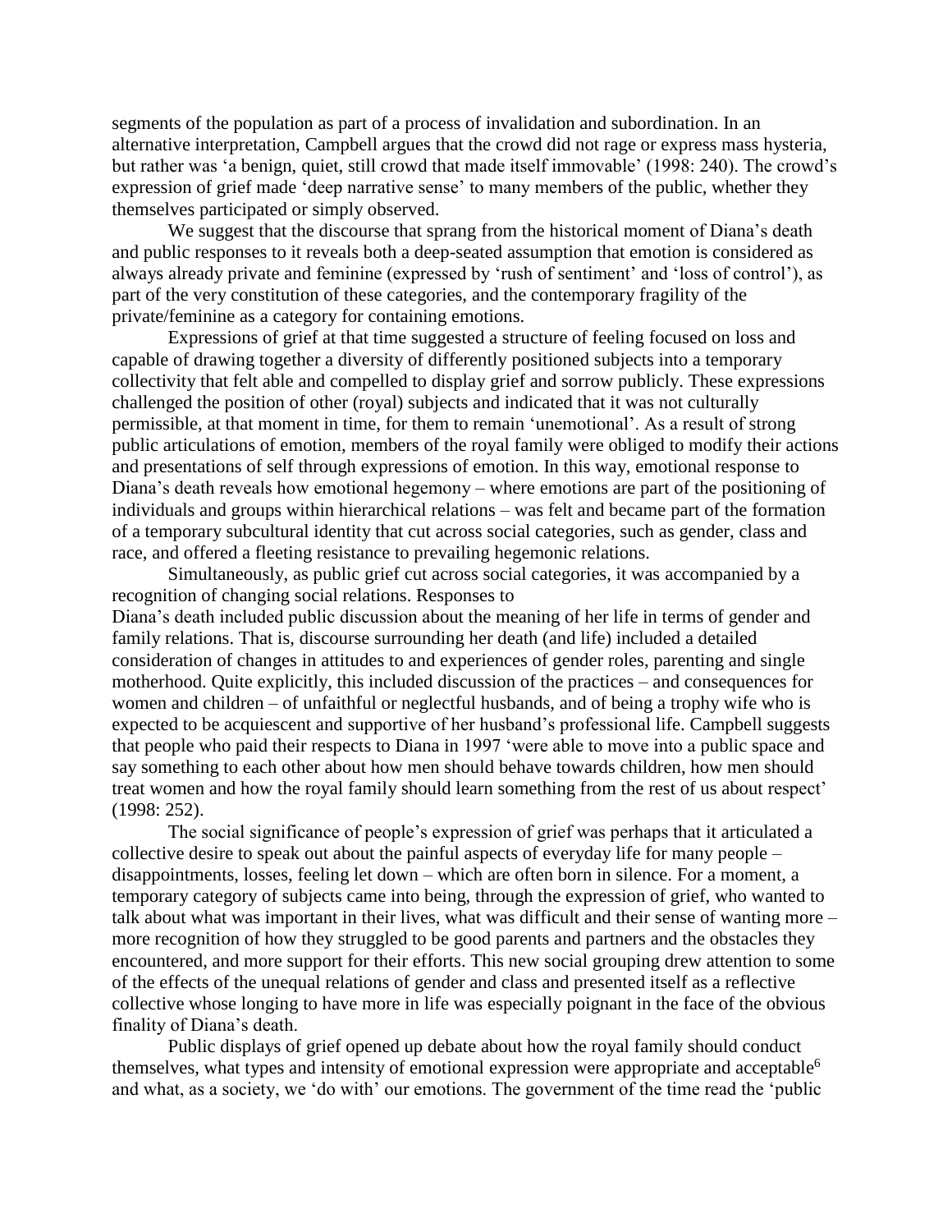segments of the population as part of a process of invalidation and subordination. In an alternative interpretation, Campbell argues that the crowd did not rage or express mass hysteria, but rather was 'a benign, quiet, still crowd that made itself immovable' (1998: 240). The crowd's expression of grief made 'deep narrative sense' to many members of the public, whether they themselves participated or simply observed.

We suggest that the discourse that sprang from the historical moment of Diana's death and public responses to it reveals both a deep-seated assumption that emotion is considered as always already private and feminine (expressed by 'rush of sentiment' and 'loss of control'), as part of the very constitution of these categories, and the contemporary fragility of the private/feminine as a category for containing emotions.

Expressions of grief at that time suggested a structure of feeling focused on loss and capable of drawing together a diversity of differently positioned subjects into a temporary collectivity that felt able and compelled to display grief and sorrow publicly. These expressions challenged the position of other (royal) subjects and indicated that it was not culturally permissible, at that moment in time, for them to remain 'unemotional'. As a result of strong public articulations of emotion, members of the royal family were obliged to modify their actions and presentations of self through expressions of emotion. In this way, emotional response to Diana's death reveals how emotional hegemony – where emotions are part of the positioning of individuals and groups within hierarchical relations – was felt and became part of the formation of a temporary subcultural identity that cut across social categories, such as gender, class and race, and offered a fleeting resistance to prevailing hegemonic relations.

Simultaneously, as public grief cut across social categories, it was accompanied by a recognition of changing social relations. Responses to Diana's death included public discussion about the meaning of her life in terms of gender and family relations. That is, discourse surrounding her death (and life) included a detailed consideration of changes in attitudes to and experiences of gender roles, parenting and single motherhood. Quite explicitly, this included discussion of the practices – and consequences for women and children – of unfaithful or neglectful husbands, and of being a trophy wife who is expected to be acquiescent and supportive of her husband's professional life. Campbell suggests that people who paid their respects to Diana in 1997 'were able to move into a public space and say something to each other about how men should behave towards children, how men should treat women and how the royal family should learn something from the rest of us about respect' (1998: 252).

The social significance of people's expression of grief was perhaps that it articulated a collective desire to speak out about the painful aspects of everyday life for many people – disappointments, losses, feeling let down – which are often born in silence. For a moment, a temporary category of subjects came into being, through the expression of grief, who wanted to talk about what was important in their lives, what was difficult and their sense of wanting more – more recognition of how they struggled to be good parents and partners and the obstacles they encountered, and more support for their efforts. This new social grouping drew attention to some of the effects of the unequal relations of gender and class and presented itself as a reflective collective whose longing to have more in life was especially poignant in the face of the obvious finality of Diana's death.

Public displays of grief opened up debate about how the royal family should conduct themselves, what types and intensity of emotional expression were appropriate and acceptable[6] and what, as a society, we 'do with' our emotions. The government of the time read the 'public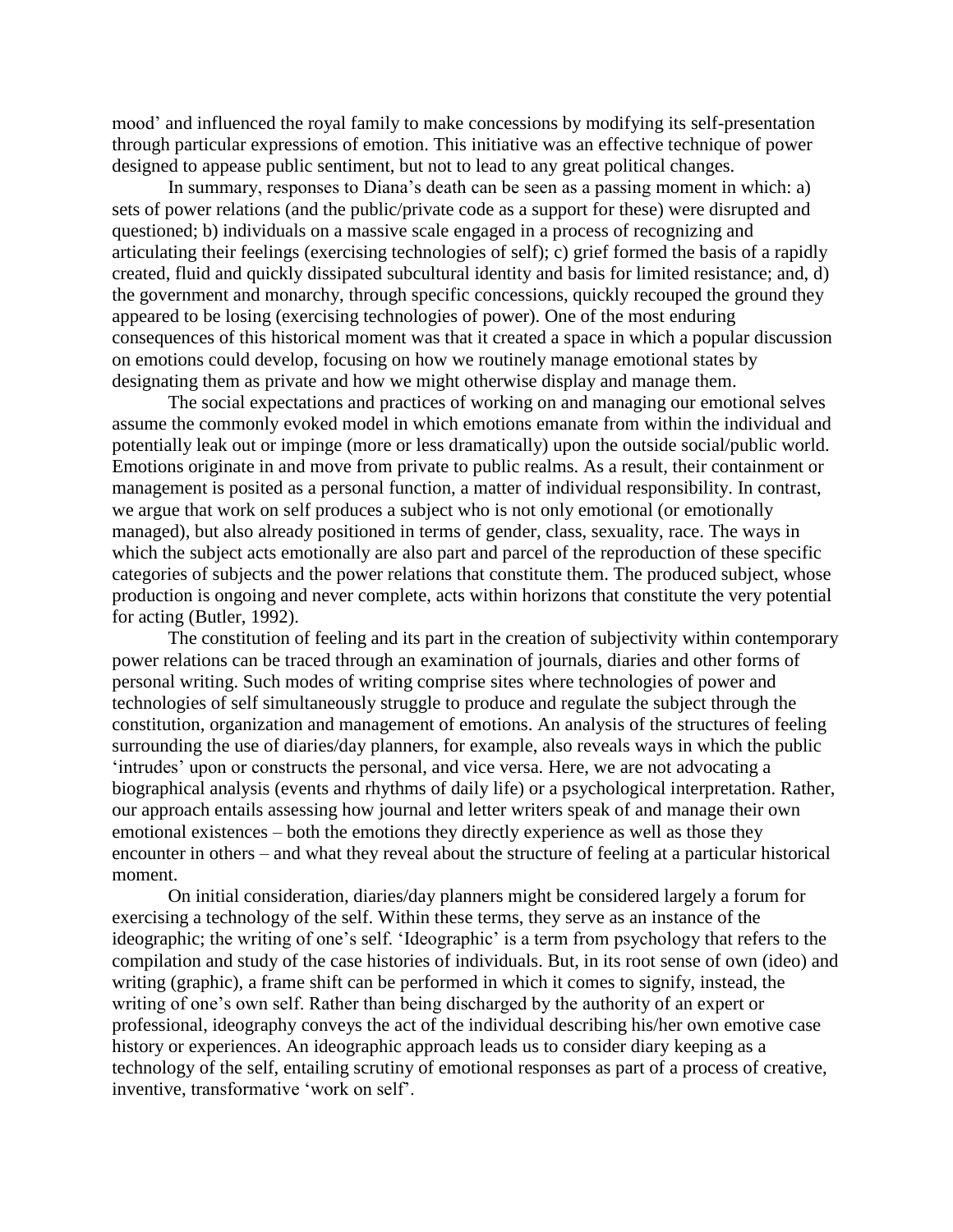mood' and influenced the royal family to make concessions by modifying its self-presentation through particular expressions of emotion. This initiative was an effective technique of power designed to appease public sentiment, but not to lead to any great political changes.

In summary, responses to Diana's death can be seen as a passing moment in which: a) sets of power relations (and the public/private code as a support for these) were disrupted and questioned; b) individuals on a massive scale engaged in a process of recognizing and articulating their feelings (exercising technologies of self); c) grief formed the basis of a rapidly created, fluid and quickly dissipated subcultural identity and basis for limited resistance; and, d) the government and monarchy, through specific concessions, quickly recouped the ground they appeared to be losing (exercising technologies of power). One of the most enduring consequences of this historical moment was that it created a space in which a popular discussion on emotions could develop, focusing on how we routinely manage emotional states by designating them as private and how we might otherwise display and manage them.

The social expectations and practices of working on and managing our emotional selves assume the commonly evoked model in which emotions emanate from within the individual and potentially leak out or impinge (more or less dramatically) upon the outside social/public world. Emotions originate in and move from private to public realms. As a result, their containment or management is posited as a personal function, a matter of individual responsibility. In contrast, we argue that work on self produces a subject who is not only emotional (or emotionally managed), but also already positioned in terms of gender, class, sexuality, race. The ways in which the subject acts emotionally are also part and parcel of the reproduction of these specific categories of subjects and the power relations that constitute them. The produced subject, whose production is ongoing and never complete, acts within horizons that constitute the very potential for acting (Butler, 1992).

The constitution of feeling and its part in the creation of subjectivity within contemporary power relations can be traced through an examination of journals, diaries and other forms of personal writing. Such modes of writing comprise sites where technologies of power and technologies of self simultaneously struggle to produce and regulate the subject through the constitution, organization and management of emotions. An analysis of the structures of feeling surrounding the use of diaries/day planners, for example, also reveals ways in which the public 'intrudes' upon or constructs the personal, and vice versa. Here, we are not advocating a biographical analysis (events and rhythms of daily life) or a psychological interpretation. Rather, our approach entails assessing how journal and letter writers speak of and manage their own emotional existences – both the emotions they directly experience as well as those they encounter in others – and what they reveal about the structure of feeling at a particular historical moment.

On initial consideration, diaries/day planners might be considered largely a forum for exercising a technology of the self. Within these terms, they serve as an instance of the ideographic; the writing of one's self. 'Ideographic' is a term from psychology that refers to the compilation and study of the case histories of individuals. But, in its root sense of own (ideo) and writing (graphic), a frame shift can be performed in which it comes to signify, instead, the writing of one's own self. Rather than being discharged by the authority of an expert or professional, ideography conveys the act of the individual describing his/her own emotive case history or experiences. An ideographic approach leads us to consider diary keeping as a technology of the self, entailing scrutiny of emotional responses as part of a process of creative, inventive, transformative 'work on self'.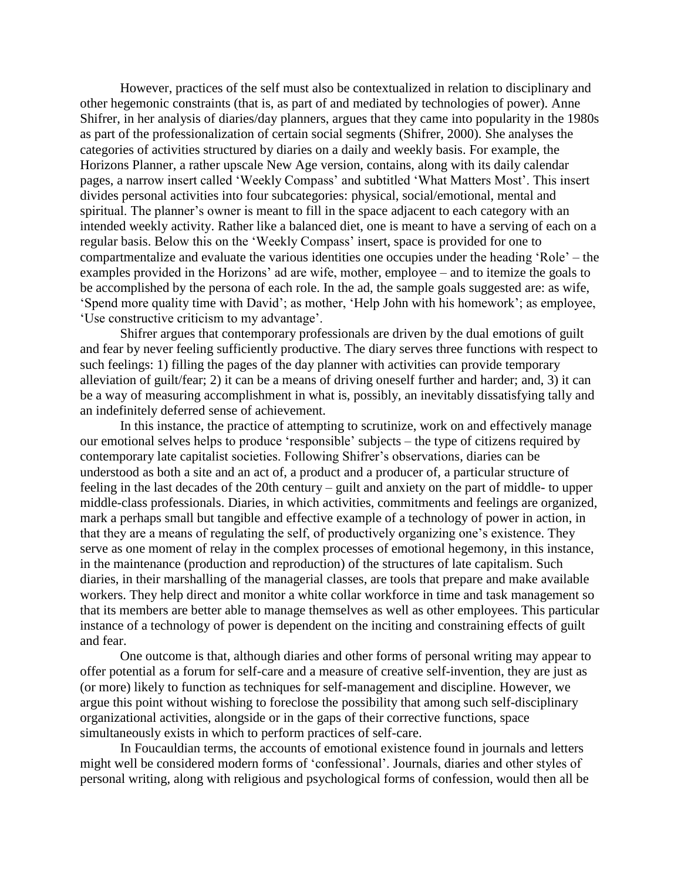However, practices of the self must also be contextualized in relation to disciplinary and other hegemonic constraints (that is, as part of and mediated by technologies of power). Anne Shifrer, in her analysis of diaries/day planners, argues that they came into popularity in the 1980s as part of the professionalization of certain social segments (Shifrer, 2000). She analyses the categories of activities structured by diaries on a daily and weekly basis. For example, the Horizons Planner, a rather upscale New Age version, contains, along with its daily calendar pages, a narrow insert called 'Weekly Compass' and subtitled 'What Matters Most'. This insert divides personal activities into four subcategories: physical, social/emotional, mental and spiritual. The planner's owner is meant to fill in the space adjacent to each category with an intended weekly activity. Rather like a balanced diet, one is meant to have a serving of each on a regular basis. Below this on the 'Weekly Compass' insert, space is provided for one to compartmentalize and evaluate the various identities one occupies under the heading 'Role' – the examples provided in the Horizons' ad are wife, mother, employee – and to itemize the goals to be accomplished by the persona of each role. In the ad, the sample goals suggested are: as wife, 'Spend more quality time with David'; as mother, 'Help John with his homework'; as employee, 'Use constructive criticism to my advantage'.

Shifrer argues that contemporary professionals are driven by the dual emotions of guilt and fear by never feeling sufficiently productive. The diary serves three functions with respect to such feelings: 1) filling the pages of the day planner with activities can provide temporary alleviation of guilt/fear; 2) it can be a means of driving oneself further and harder; and, 3) it can be a way of measuring accomplishment in what is, possibly, an inevitably dissatisfying tally and an indefinitely deferred sense of achievement.

In this instance, the practice of attempting to scrutinize, work on and effectively manage our emotional selves helps to produce 'responsible' subjects – the type of citizens required by contemporary late capitalist societies. Following Shifrer's observations, diaries can be understood as both a site and an act of, a product and a producer of, a particular structure of feeling in the last decades of the 20th century – guilt and anxiety on the part of middle- to upper middle-class professionals. Diaries, in which activities, commitments and feelings are organized, mark a perhaps small but tangible and effective example of a technology of power in action, in that they are a means of regulating the self, of productively organizing one's existence. They serve as one moment of relay in the complex processes of emotional hegemony, in this instance, in the maintenance (production and reproduction) of the structures of late capitalism. Such diaries, in their marshalling of the managerial classes, are tools that prepare and make available workers. They help direct and monitor a white collar workforce in time and task management so that its members are better able to manage themselves as well as other employees. This particular instance of a technology of power is dependent on the inciting and constraining effects of guilt and fear.

One outcome is that, although diaries and other forms of personal writing may appear to offer potential as a forum for self-care and a measure of creative self-invention, they are just as (or more) likely to function as techniques for self-management and discipline. However, we argue this point without wishing to foreclose the possibility that among such self-disciplinary organizational activities, alongside or in the gaps of their corrective functions, space simultaneously exists in which to perform practices of self-care.

In Foucauldian terms, the accounts of emotional existence found in journals and letters might well be considered modern forms of 'confessional'. Journals, diaries and other styles of personal writing, along with religious and psychological forms of confession, would then all be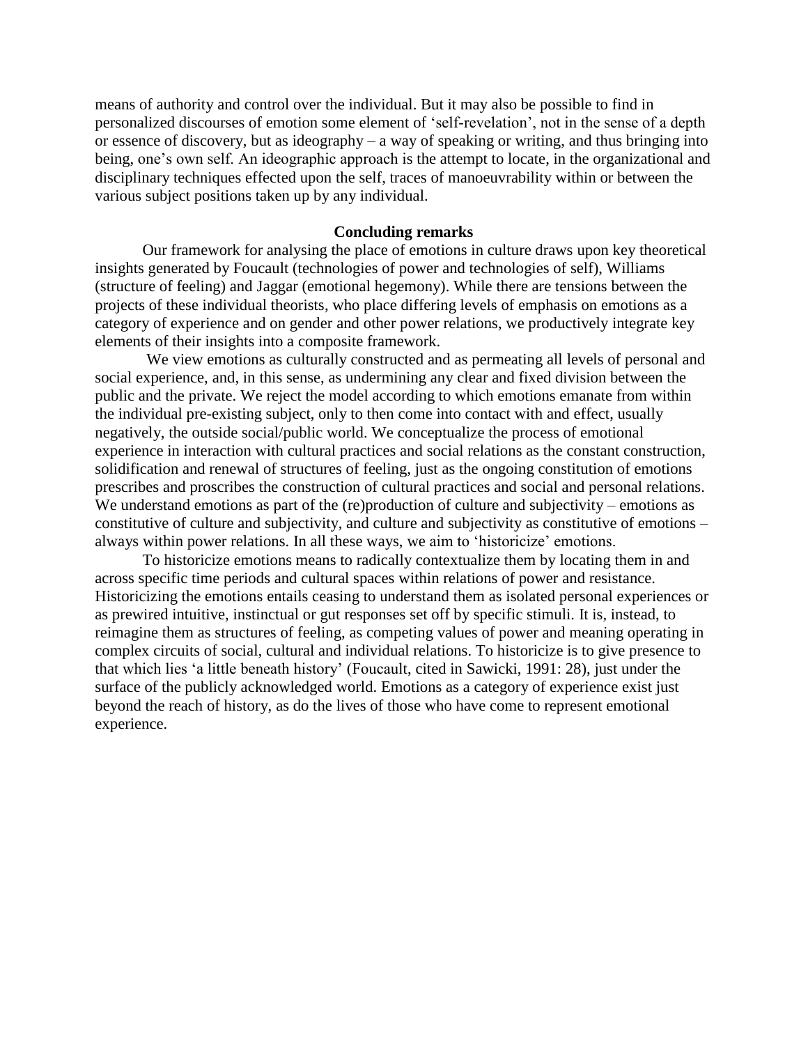means of authority and control over the individual. But it may also be possible to find in personalized discourses of emotion some element of 'self-revelation', not in the sense of a depth or essence of discovery, but as ideography – a way of speaking or writing, and thus bringing into being, one's own self. An ideographic approach is the attempt to locate, in the organizational and disciplinary techniques effected upon the self, traces of manoeuvrability within or between the various subject positions taken up by any individual.

## Concluding remarks

Our framework for analysing the place of emotions in culture draws upon key theoretical insights generated by Foucault (technologies of power and technologies of self), Williams (structure of feeling) and Jaggar (emotional hegemony). While there are tensions between the projects of these individual theorists, who place differing levels of emphasis on emotions as a category of experience and on gender and other power relations, we productively integrate key elements of their insights into a composite framework.

We view emotions as culturally constructed and as permeating all levels of personal and social experience, and, in this sense, as undermining any clear and fixed division between the public and the private. We reject the model according to which emotions emanate from within the individual pre-existing subject, only to then come into contact with and effect, usually negatively, the outside social/public world. We conceptualize the process of emotional experience in interaction with cultural practices and social relations as the constant construction, solidification and renewal of structures of feeling, just as the ongoing constitution of emotions prescribes and proscribes the construction of cultural practices and social and personal relations. We understand emotions as part of the (re)production of culture and subjectivity – emotions as constitutive of culture and subjectivity, and culture and subjectivity as constitutive of emotions – always within power relations. In all these ways, we aim to 'historicize' emotions.

To historicize emotions means to radically contextualize them by locating them in and across specific time periods and cultural spaces within relations of power and resistance. Historicizing the emotions entails ceasing to understand them as isolated personal experiences or as prewired intuitive, instinctual or gut responses set off by specific stimuli. It is, instead, to reimagine them as structures of feeling, as competing values of power and meaning operating in complex circuits of social, cultural and individual relations. To historicize is to give presence to that which lies 'a little beneath history' (Foucault, cited in Sawicki, 1991: 28), just under the surface of the publicly acknowledged world. Emotions as a category of experience exist just beyond the reach of history, as do the lives of those who have come to represent emotional experience.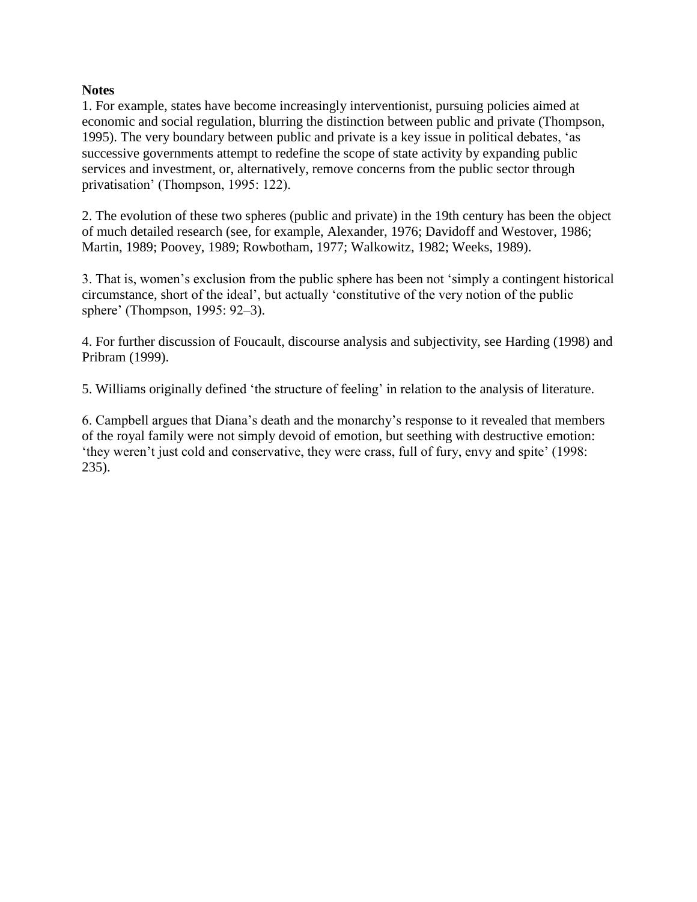**Notes**

1. For example, states have become increasingly interventionist, pursuing policies aimed at economic and social regulation, blurring the distinction between public and private (Thompson, 1995). The very boundary between public and private is a key issue in political debates, 'as successive governments attempt to redefine the scope of state activity by expanding public services and investment, or, alternatively, remove concerns from the public sector through privatisation' (Thompson, 1995: 122).

2. The evolution of these two spheres (public and private) in the 19th century has been the object of much detailed research (see, for example, Alexander, 1976; Davidoff and Westover, 1986; Martin, 1989; Poovey, 1989; Rowbotham, 1977; Walkowitz, 1982; Weeks, 1989).

3. That is, women's exclusion from the public sphere has been not 'simply a contingent historical circumstance, short of the ideal', but actually 'constitutive of the very notion of the public sphere' (Thompson, 1995: 92–3).

4. For further discussion of Foucault, discourse analysis and subjectivity, see Harding (1998) and Pribram (1999).

5. Williams originally defined 'the structure of feeling' in relation to the analysis of literature.

6. Campbell argues that Diana's death and the monarchy's response to it revealed that members of the royal family were not simply devoid of emotion, but seething with destructive emotion: 'they weren't just cold and conservative, they were crass, full of fury, envy and spite' (1998: 235).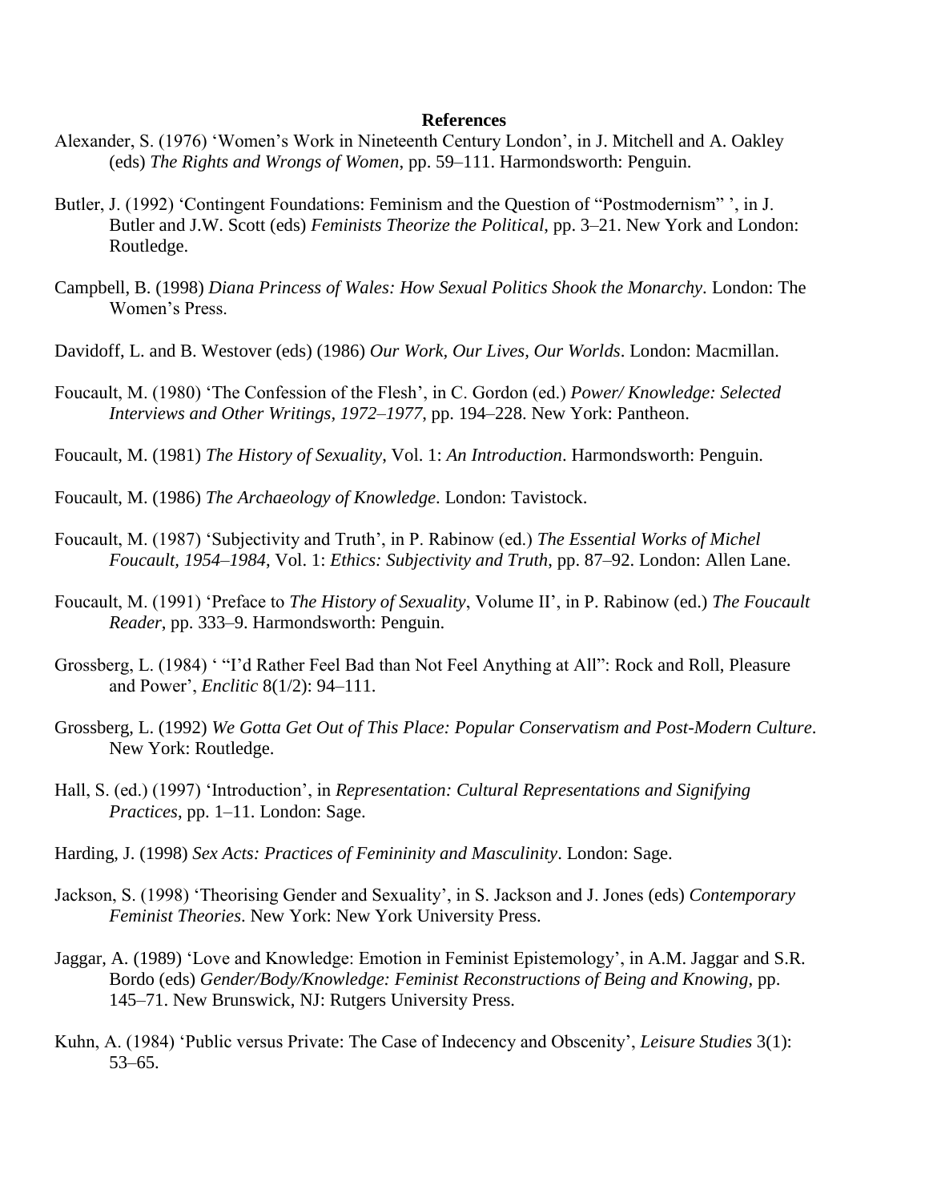## References

Alexander, S. (1976) 'Women's Work in Nineteenth Century London', in J. Mitchell and A. Oakley (eds) *The Rights and Wrongs of Women*, pp. 59–111. Harmondsworth: Penguin.

Butler, J. (1992) 'Contingent Foundations: Feminism and the Question of "Postmodernism" ', in J. Butler and J.W. Scott (eds) *Feminists Theorize the Political*, pp. 3–21. New York and London: Routledge.

Campbell, B. (1998) *Diana Princess of Wales: How Sexual Politics Shook the Monarchy*. London: The Women's Press.

Davidoff, L. and B. Westover (eds) (1986) *Our Work, Our Lives, Our Worlds*. London: Macmillan.

Foucault, M. (1980) 'The Confession of the Flesh', in C. Gordon (ed.) *Power/ Knowledge: Selected Interviews and Other Writings, 1972–1977*, pp. 194–228. New York: Pantheon.

Foucault, M. (1981) *The History of Sexuality*, Vol. 1: *An Introduction*. Harmondsworth: Penguin.

Foucault, M. (1986) *The Archaeology of Knowledge*. London: Tavistock.

Foucault, M. (1987) 'Subjectivity and Truth', in P. Rabinow (ed.) *The Essential Works of Michel Foucault, 1954–1984*, Vol. 1: *Ethics: Subjectivity and Truth*, pp. 87–92. London: Allen Lane.

Foucault, M. (1991) 'Preface to *The History of Sexuality*, Volume II', in P. Rabinow (ed.) *The Foucault Reader*, pp. 333–9. Harmondsworth: Penguin.

Grossberg, L. (1984) ' "I'd Rather Feel Bad than Not Feel Anything at All": Rock and Roll, Pleasure and Power', *Enclitic* 8(1/2): 94–111.

Grossberg, L. (1992) *We Gotta Get Out of This Place: Popular Conservatism and Post-Modern Culture*. New York: Routledge.

Hall, S. (ed.) (1997) 'Introduction', in *Representation: Cultural Representations and Signifying Practices*, pp. 1–11. London: Sage.

Harding, J. (1998) *Sex Acts: Practices of Femininity and Masculinity*. London: Sage.

Jackson, S. (1998) 'Theorising Gender and Sexuality', in S. Jackson and J. Jones (eds) *Contemporary Feminist Theories*. New York: New York University Press.

Jaggar, A. (1989) 'Love and Knowledge: Emotion in Feminist Epistemology', in A.M. Jaggar and S.R. Bordo (eds) *Gender/Body/Knowledge: Feminist Reconstructions of Being and Knowing*, pp. 145–71. New Brunswick, NJ: Rutgers University Press.

Kuhn, A. (1984) 'Public versus Private: The Case of Indecency and Obscenity', *Leisure Studies* 3(1): 53–65.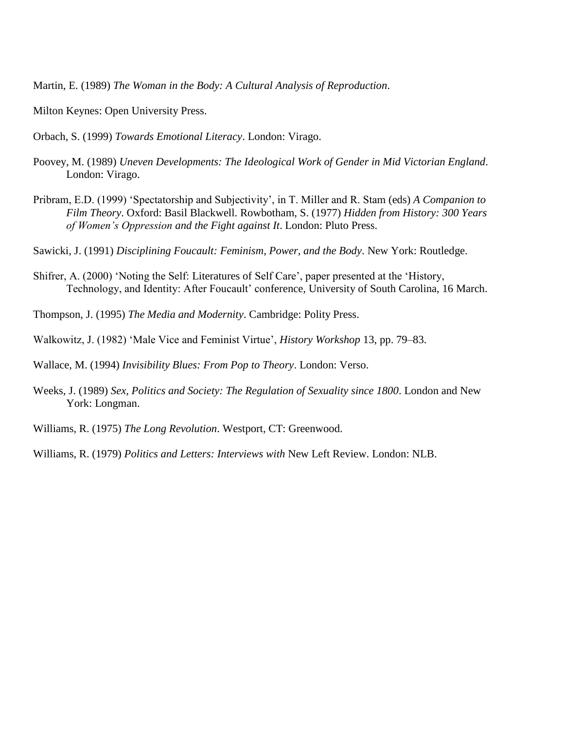Martin, E. (1989) *The Woman in the Body: A Cultural Analysis of Reproduction*.

Milton Keynes: Open University Press.

Orbach, S. (1999) *Towards Emotional Literacy*. London: Virago.

Poovey, M. (1989) *Uneven Developments: The Ideological Work of Gender in Mid Victorian England*. London: Virago.

Pribram, E.D. (1999) 'Spectatorship and Subjectivity', in T. Miller and R. Stam (eds) *A Companion to Film Theory*. Oxford: Basil Blackwell. Rowbotham, S. (1977) *Hidden from History: 300 Years of Women's Oppression and the Fight against It*. London: Pluto Press.

Sawicki, J. (1991) *Disciplining Foucault: Feminism, Power, and the Body*. New York: Routledge.

Shifrer, A. (2000) 'Noting the Self: Literatures of Self Care', paper presented at the 'History, Technology, and Identity: After Foucault' conference, University of South Carolina, 16 March.

Thompson, J. (1995) *The Media and Modernity*. Cambridge: Polity Press.

Walkowitz, J. (1982) 'Male Vice and Feminist Virtue', *History Workshop* 13, pp. 79–83.

Wallace, M. (1994) *Invisibility Blues: From Pop to Theory*. London: Verso.

Weeks, J. (1989) *Sex, Politics and Society: The Regulation of Sexuality since 1800*. London and New York: Longman.

Williams, R. (1975) *The Long Revolution*. Westport, CT: Greenwood.

Williams, R. (1979) *Politics and Letters: Interviews with* New Left Review. London: NLB.